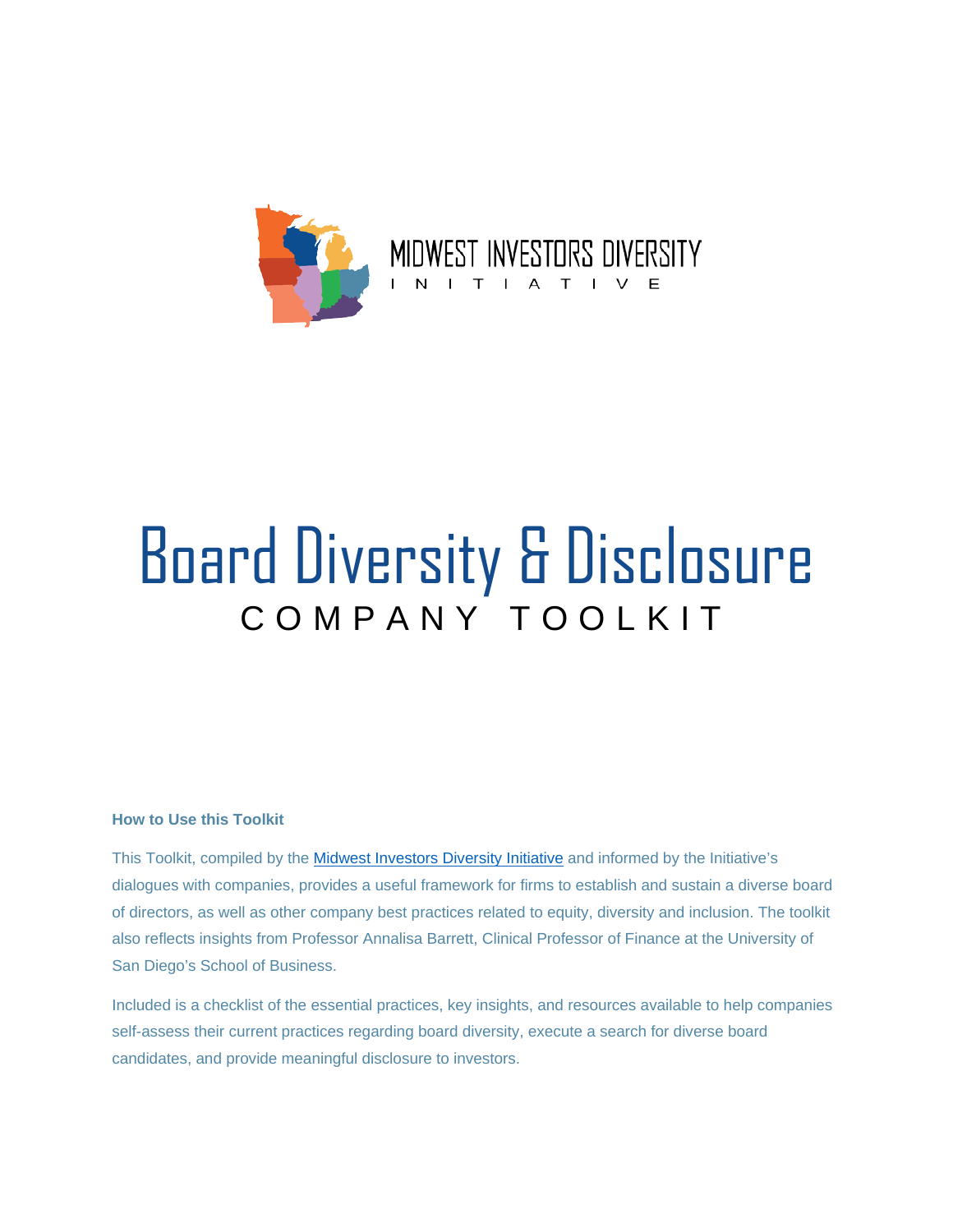MIDWEST INVESTORS DIVERSITY

INITIATIVE

# Board Diversity & Disclosure

## COMPANY TOOLKIT

### How to Use this Toolkit

This Toolkit, compiled by the Midwest Investors Diversity Initiative and informed by the Initiative's dialogues with companies, provides a useful framework for firms to establish and sustain a diverse board of directors, as well as other company best practices related to equity, diversity and inclusion. The toolkit also reflects insights from Professor Annalisa Barrett, Clinical Professor of Finance at the University of San Diego's School of Business.

Included is a checklist of the essential practices, key insights, and resources available to help companies self-assess their current practices regarding board diversity, execute a search for diverse board candidates, and provide meaningful disclosure to investors.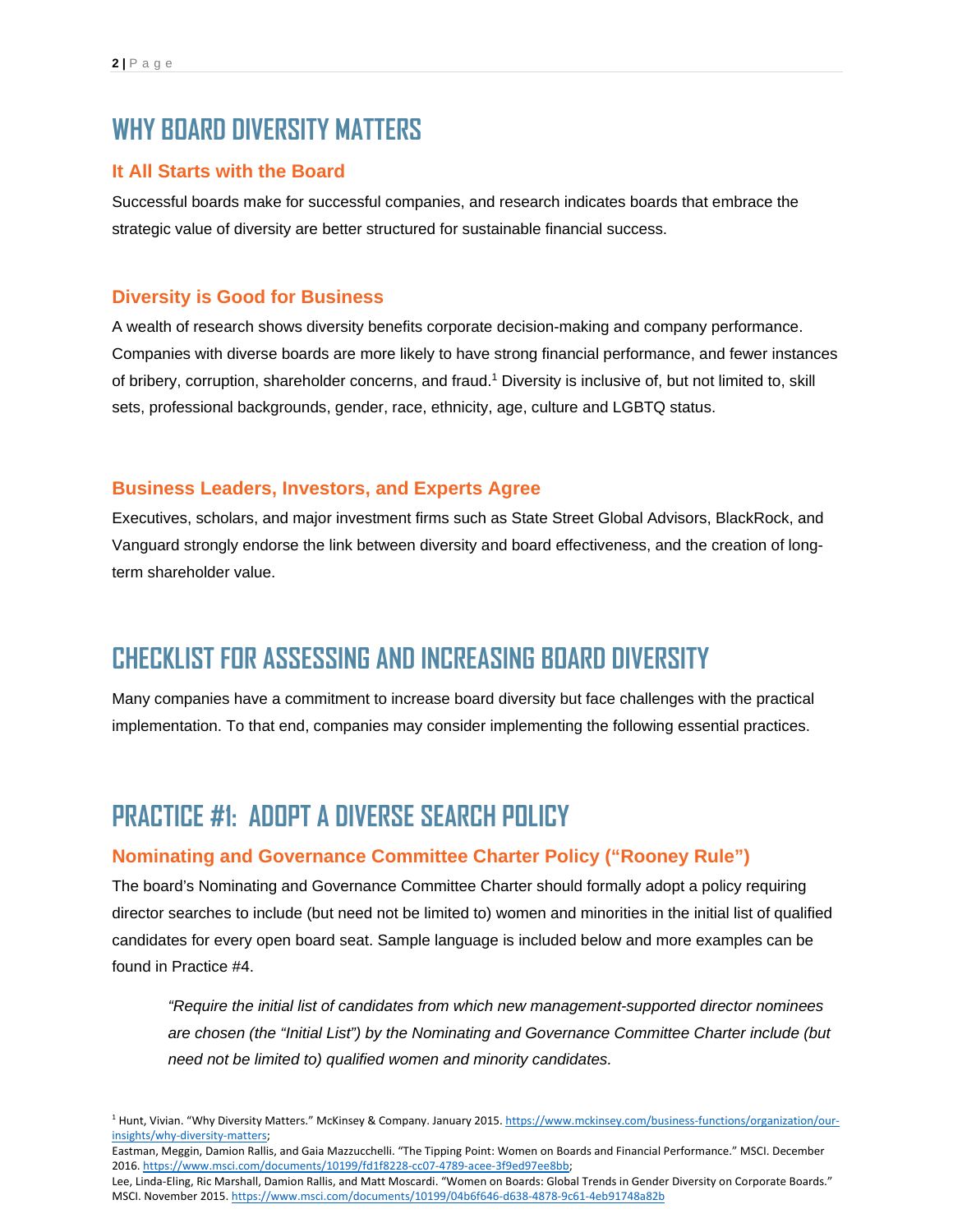# WHY BOARD DIVERSITY MATTERS

### It All Starts with the Board

Successful boards make for successful companies, and research indicates boards that embrace the strategic value of diversity are better structured for sustainable financial success.

### Diversity is Good for Business

A wealth of research shows diversity benefits corporate decision-making and company performance. Companies with diverse boards are more likely to have strong financial performance, and fewer instances of bribery, corruption, shareholder concerns, and fraud.[1] Diversity is inclusive of, but not limited to, skill sets, professional backgrounds, gender, race, ethnicity, age, culture and LGBTQ status.

### Business Leaders, Investors, and Experts Agree

Executives, scholars, and major investment firms such as State Street Global Advisors, BlackRock, and Vanguard strongly endorse the link between diversity and board effectiveness, and the creation of long-term shareholder value.

# CHECKLIST FOR ASSESSING AND INCREASING BOARD DIVERSITY

Many companies have a commitment to increase board diversity but face challenges with the practical implementation. To that end, companies may consider implementing the following essential practices.

# PRACTICE #1: ADOPT A DIVERSE SEARCH POLICY

### Nominating and Governance Committee Charter Policy ("Rooney Rule")

The board's Nominating and Governance Committee Charter should formally adopt a policy requiring director searches to include (but need not be limited to) women and minorities in the initial list of qualified candidates for every open board seat. Sample language is included below and more examples can be found in Practice #4.

> *"Require the initial list of candidates from which new management-supported director nominees are chosen (the "Initial List") by the Nominating and Governance Committee Charter include (but need not be limited to) qualified women and minority candidates.*

---

[1] Hunt, Vivian. "Why Diversity Matters." McKinsey & Company. January 2015. https://www.mckinsey.com/business-functions/organization/our-insights/why-diversity-matters;
Eastman, Meggin, Damion Rallis, and Gaia Mazzucchelli. "The Tipping Point: Women on Boards and Financial Performance." MSCI. December 2016. https://www.msci.com/documents/10199/fd1f8228-cc07-4789-acee-3f9ed97ee8bb;
Lee, Linda-Eling, Ric Marshall, Damion Rallis, and Matt Moscardi. "Women on Boards: Global Trends in Gender Diversity on Corporate Boards." MSCI. November 2015. https://www.msci.com/documents/10199/04b6f646-d638-4878-9c61-4eb91748a82b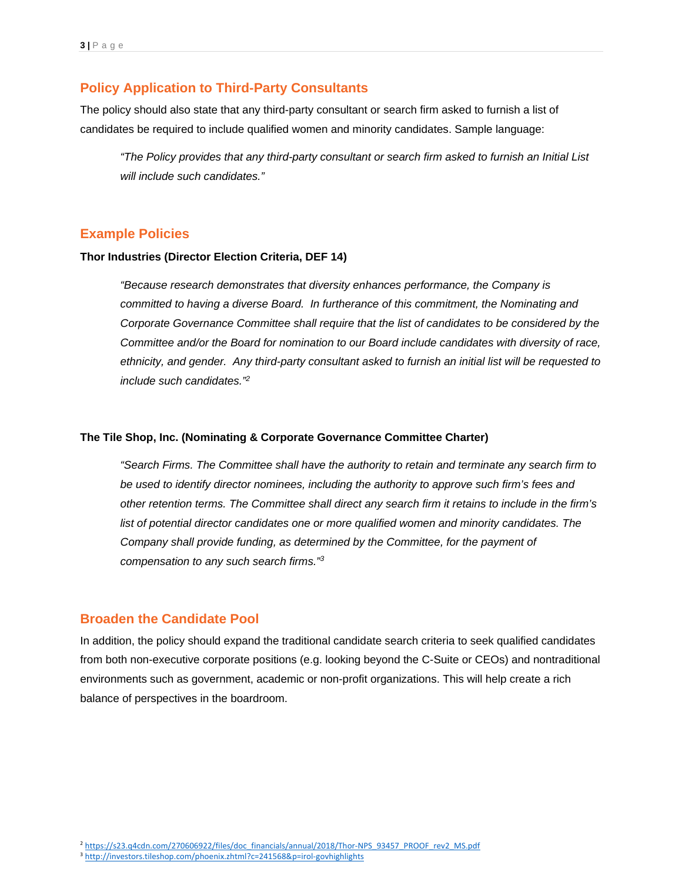## Policy Application to Third-Party Consultants

The policy should also state that any third-party consultant or search firm asked to furnish a list of candidates be required to include qualified women and minority candidates. Sample language:

> *"The Policy provides that any third-party consultant or search firm asked to furnish an Initial List will include such candidates."*

## Example Policies

**Thor Industries (Director Election Criteria, DEF 14)**

> *"Because research demonstrates that diversity enhances performance, the Company is committed to having a diverse Board. In furtherance of this commitment, the Nominating and Corporate Governance Committee shall require that the list of candidates to be considered by the Committee and/or the Board for nomination to our Board include candidates with diversity of race, ethnicity, and gender. Any third-party consultant asked to furnish an initial list will be requested to include such candidates."*[2]

**The Tile Shop, Inc. (Nominating & Corporate Governance Committee Charter)**

> *"Search Firms. The Committee shall have the authority to retain and terminate any search firm to be used to identify director nominees, including the authority to approve such firm's fees and other retention terms. The Committee shall direct any search firm it retains to include in the firm's list of potential director candidates one or more qualified women and minority candidates. The Company shall provide funding, as determined by the Committee, for the payment of compensation to any such search firms."*[3]

## Broaden the Candidate Pool

In addition, the policy should expand the traditional candidate search criteria to seek qualified candidates from both non-executive corporate positions (e.g. looking beyond the C-Suite or CEOs) and nontraditional environments such as government, academic or non-profit organizations. This will help create a rich balance of perspectives in the boardroom.

---

[2] https://s23.q4cdn.com/270606922/files/doc_financials/annual/2018/Thor-NPS_93457_PROOF_rev2_MS.pdf

[3] http://investors.tileshop.com/phoenix.zhtml?c=241568&p=irol-govhighlights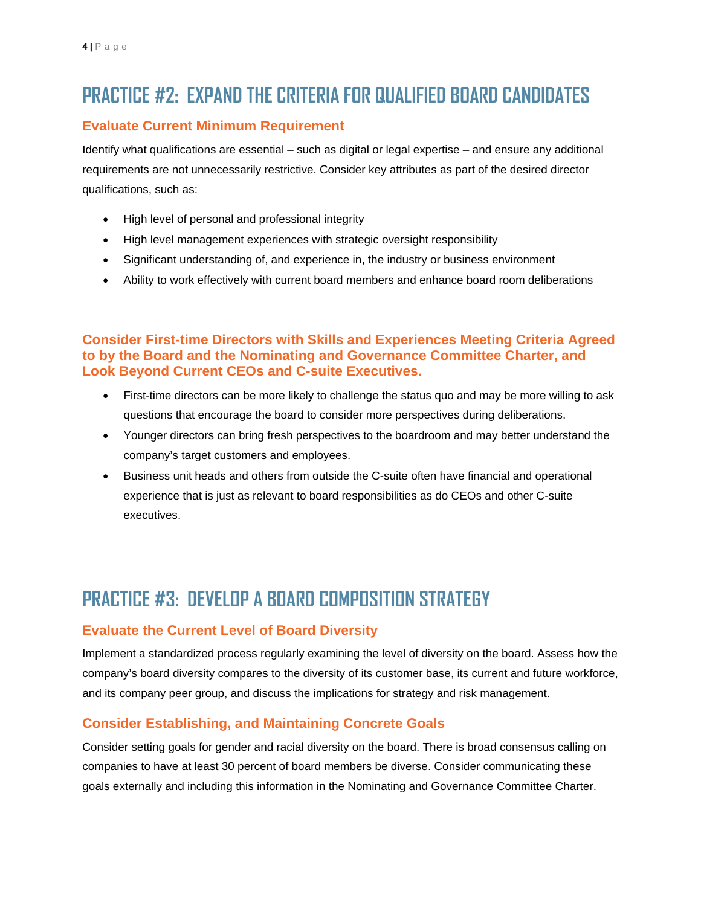## PRACTICE #2: EXPAND THE CRITERIA FOR QUALIFIED BOARD CANDIDATES

### Evaluate Current Minimum Requirement

Identify what qualifications are essential – such as digital or legal expertise – and ensure any additional requirements are not unnecessarily restrictive. Consider key attributes as part of the desired director qualifications, such as:

- High level of personal and professional integrity
- High level management experiences with strategic oversight responsibility
- Significant understanding of, and experience in, the industry or business environment
- Ability to work effectively with current board members and enhance board room deliberations

### Consider First-time Directors with Skills and Experiences Meeting Criteria Agreed to by the Board and the Nominating and Governance Committee Charter, and Look Beyond Current CEOs and C-suite Executives.

- First-time directors can be more likely to challenge the status quo and may be more willing to ask questions that encourage the board to consider more perspectives during deliberations.
- Younger directors can bring fresh perspectives to the boardroom and may better understand the company's target customers and employees.
- Business unit heads and others from outside the C-suite often have financial and operational experience that is just as relevant to board responsibilities as do CEOs and other C-suite executives.

## PRACTICE #3: DEVELOP A BOARD COMPOSITION STRATEGY

### Evaluate the Current Level of Board Diversity

Implement a standardized process regularly examining the level of diversity on the board. Assess how the company's board diversity compares to the diversity of its customer base, its current and future workforce, and its company peer group, and discuss the implications for strategy and risk management.

### Consider Establishing, and Maintaining Concrete Goals

Consider setting goals for gender and racial diversity on the board. There is broad consensus calling on companies to have at least 30 percent of board members be diverse. Consider communicating these goals externally and including this information in the Nominating and Governance Committee Charter.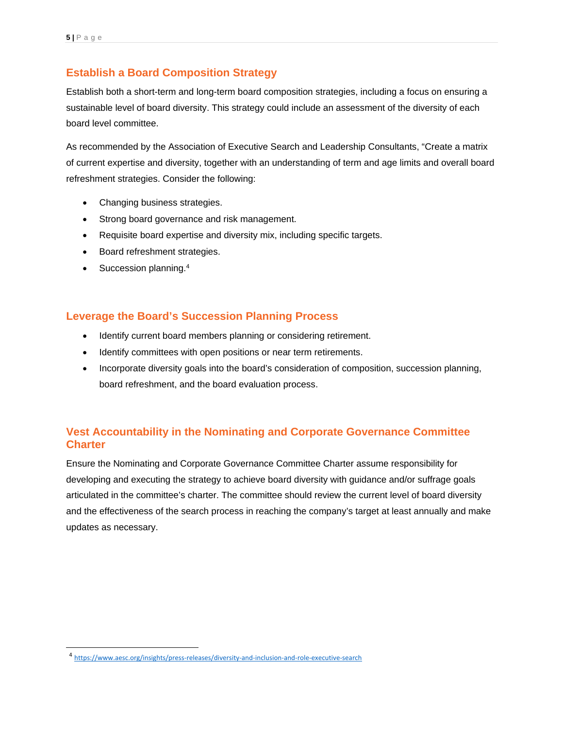## Establish a Board Composition Strategy

Establish both a short-term and long-term board composition strategies, including a focus on ensuring a sustainable level of board diversity. This strategy could include an assessment of the diversity of each board level committee.

As recommended by the Association of Executive Search and Leadership Consultants, “Create a matrix of current expertise and diversity, together with an understanding of term and age limits and overall board refreshment strategies. Consider the following:

- Changing business strategies.
- Strong board governance and risk management.
- Requisite board expertise and diversity mix, including specific targets.
- Board refreshment strategies.
- Succession planning.[4]

## Leverage the Board’s Succession Planning Process

- Identify current board members planning or considering retirement.
- Identify committees with open positions or near term retirements.
- Incorporate diversity goals into the board’s consideration of composition, succession planning, board refreshment, and the board evaluation process.

## Vest Accountability in the Nominating and Corporate Governance Committee Charter

Ensure the Nominating and Corporate Governance Committee Charter assume responsibility for developing and executing the strategy to achieve board diversity with guidance and/or suffrage goals articulated in the committee’s charter. The committee should review the current level of board diversity and the effectiveness of the search process in reaching the company’s target at least annually and make updates as necessary.

---

[4] https://www.aesc.org/insights/press-releases/diversity-and-inclusion-and-role-executive-search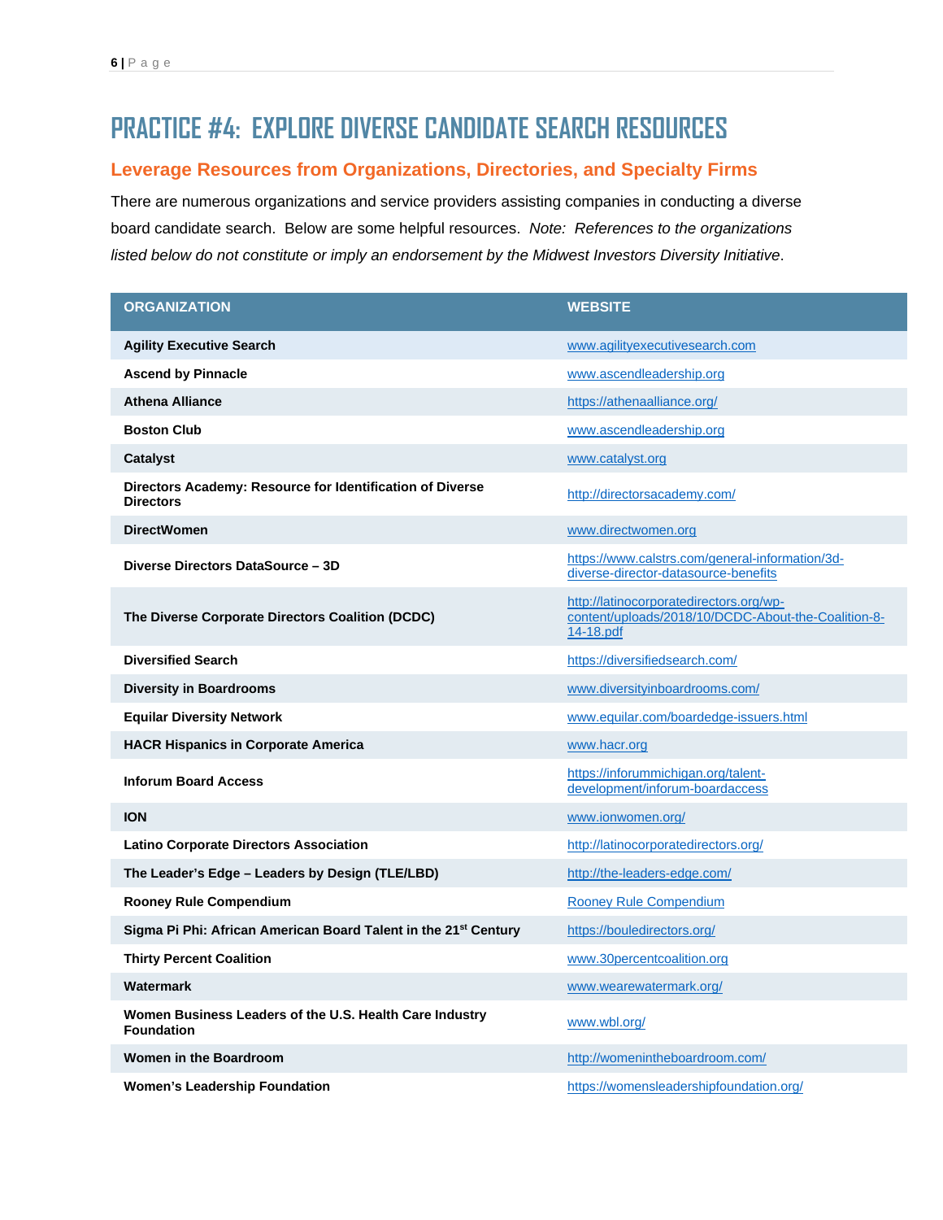# PRACTICE #4: EXPLORE DIVERSE CANDIDATE SEARCH RESOURCES

## Leverage Resources from Organizations, Directories, and Specialty Firms

There are numerous organizations and service providers assisting companies in conducting a diverse board candidate search. Below are some helpful resources. *Note: References to the organizations listed below do not constitute or imply an endorsement by the Midwest Investors Diversity Initiative*.

| ORGANIZATION | WEBSITE |
|---|---|
| **Agility Executive Search** | www.agilityexecutivesearch.com |
| **Ascend by Pinnacle** | www.ascendleadership.org |
| **Athena Alliance** | https://athenaalliance.org/ |
| **Boston Club** | www.ascendleadership.org |
| **Catalyst** | www.catalyst.org |
| **Directors Academy: Resource for Identification of Diverse Directors** | http://directorsacademy.com/ |
| **DirectWomen** | www.directwomen.org |
| **Diverse Directors DataSource – 3D** | https://www.calstrs.com/general-information/3d-diverse-director-datasource-benefits |
| **The Diverse Corporate Directors Coalition (DCDC)** | http://latinocorporatedirectors.org/wp-content/uploads/2018/10/DCDC-About-the-Coalition-8-14-18.pdf |
| **Diversified Search** | https://diversifiedsearch.com/ |
| **Diversity in Boardrooms** | www.diversityinboardrooms.com/ |
| **Equilar Diversity Network** | www.equilar.com/boardedge-issuers.html |
| **HACR Hispanics in Corporate America** | www.hacr.org |
| **Inforum Board Access** | https://inforummichigan.org/talent-development/inforum-boardaccess |
| **ION** | www.ionwomen.org/ |
| **Latino Corporate Directors Association** | http://latinocorporatedirectors.org/ |
| **The Leader's Edge – Leaders by Design (TLE/LBD)** | http://the-leaders-edge.com/ |
| **Rooney Rule Compendium** | Rooney Rule Compendium |
| **Sigma Pi Phi: African American Board Talent in the 21st Century** | https://bouledirectors.org/ |
| **Thirty Percent Coalition** | www.30percentcoalition.org |
| **Watermark** | www.wearewatermark.org/ |
| **Women Business Leaders of the U.S. Health Care Industry Foundation** | www.wbl.org/ |
| **Women in the Boardroom** | http://womenintheboardroom.com/ |
| **Women's Leadership Foundation** | https://womensleadershipfoundation.org/ |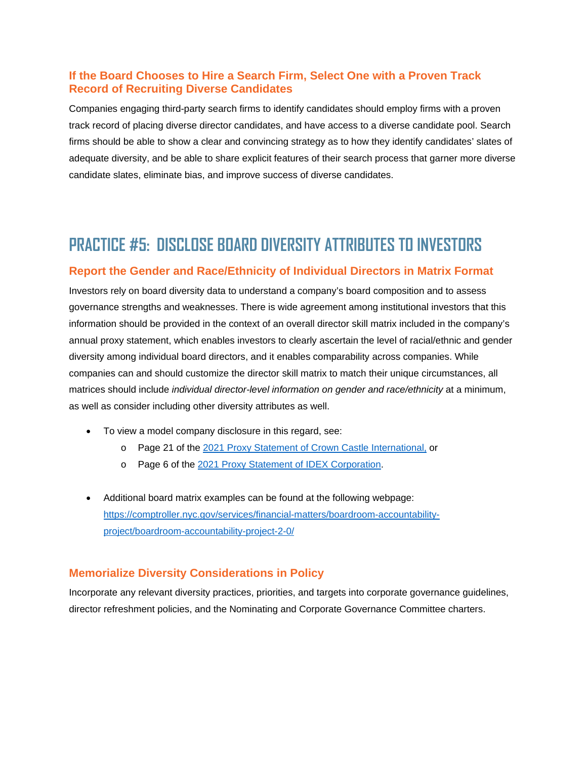### If the Board Chooses to Hire a Search Firm, Select One with a Proven Track Record of Recruiting Diverse Candidates

Companies engaging third-party search firms to identify candidates should employ firms with a proven track record of placing diverse director candidates, and have access to a diverse candidate pool. Search firms should be able to show a clear and convincing strategy as to how they identify candidates' slates of adequate diversity, and be able to share explicit features of their search process that garner more diverse candidate slates, eliminate bias, and improve success of diverse candidates.

## PRACTICE #5: DISCLOSE BOARD DIVERSITY ATTRIBUTES TO INVESTORS

### Report the Gender and Race/Ethnicity of Individual Directors in Matrix Format

Investors rely on board diversity data to understand a company's board composition and to assess governance strengths and weaknesses. There is wide agreement among institutional investors that this information should be provided in the context of an overall director skill matrix included in the company's annual proxy statement, which enables investors to clearly ascertain the level of racial/ethnic and gender diversity among individual board directors, and it enables comparability across companies. While companies can and should customize the director skill matrix to match their unique circumstances, all matrices should include *individual director-level information on gender and race/ethnicity* at a minimum, as well as consider including other diversity attributes as well.

- To view a model company disclosure in this regard, see:
  - Page 21 of the [2021 Proxy Statement of Crown Castle International,]() or
  - Page 6 of the [2021 Proxy Statement of IDEX Corporation]().

- Additional board matrix examples can be found at the following webpage: [https://comptroller.nyc.gov/services/financial-matters/boardroom-accountability-project/boardroom-accountability-project-2-0/](https://comptroller.nyc.gov/services/financial-matters/boardroom-accountability-project/boardroom-accountability-project-2-0/)

### Memorialize Diversity Considerations in Policy

Incorporate any relevant diversity practices, priorities, and targets into corporate governance guidelines, director refreshment policies, and the Nominating and Corporate Governance Committee charters.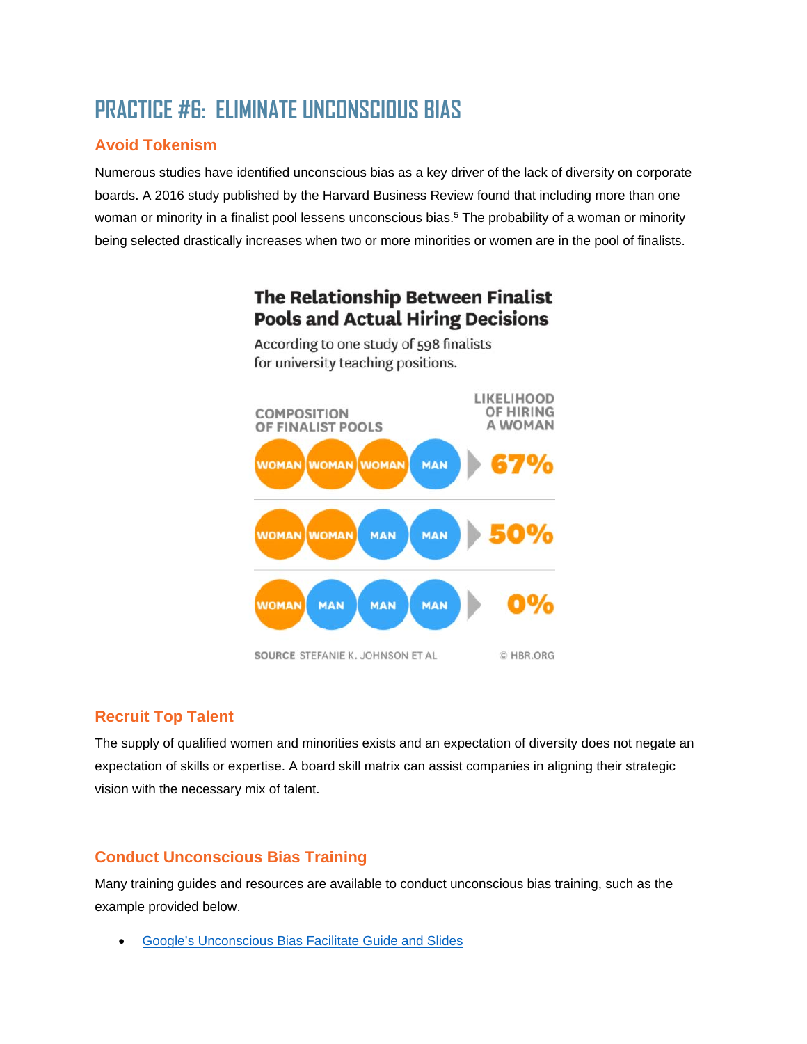# PRACTICE #6: ELIMINATE UNCONSCIOUS BIAS

## Avoid Tokenism

Numerous studies have identified unconscious bias as a key driver of the lack of diversity on corporate boards. A 2016 study published by the Harvard Business Review found that including more than one woman or minority in a finalist pool lessens unconscious bias.[5] The probability of a woman or minority being selected drastically increases when two or more minorities or women are in the pool of finalists.

**The Relationship Between Finalist Pools and Actual Hiring Decisions**

According to one study of 598 finalists for university teaching positions.

| COMPOSITION OF FINALIST POOLS | LIKELIHOOD OF HIRING A WOMAN |
| --- | --- |
| WOMAN, WOMAN, WOMAN, MAN | 67% |
| WOMAN, WOMAN, MAN, MAN | 50% |
| WOMAN, MAN, MAN, MAN | 0% |

SOURCE STEFANIE K. JOHNSON ET AL © HBR.ORG

## Recruit Top Talent

The supply of qualified women and minorities exists and an expectation of diversity does not negate an expectation of skills or expertise. A board skill matrix can assist companies in aligning their strategic vision with the necessary mix of talent.

## Conduct Unconscious Bias Training

Many training guides and resources are available to conduct unconscious bias training, such as the example provided below.

- Google's Unconscious Bias Facilitate Guide and Slides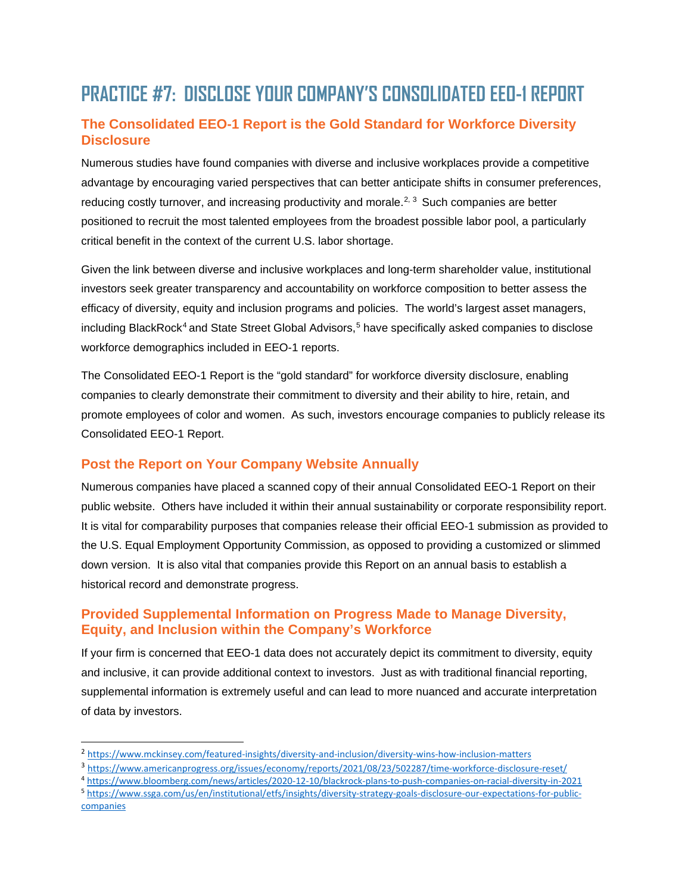# PRACTICE #7: DISCLOSE YOUR COMPANY'S CONSOLIDATED EEO-1 REPORT

## The Consolidated EEO-1 Report is the Gold Standard for Workforce Diversity Disclosure

Numerous studies have found companies with diverse and inclusive workplaces provide a competitive advantage by encouraging varied perspectives that can better anticipate shifts in consumer preferences, reducing costly turnover, and increasing productivity and morale.[2, 3] Such companies are better positioned to recruit the most talented employees from the broadest possible labor pool, a particularly critical benefit in the context of the current U.S. labor shortage.

Given the link between diverse and inclusive workplaces and long-term shareholder value, institutional investors seek greater transparency and accountability on workforce composition to better assess the efficacy of diversity, equity and inclusion programs and policies. The world's largest asset managers, including BlackRock[4] and State Street Global Advisors,[5] have specifically asked companies to disclose workforce demographics included in EEO-1 reports.

The Consolidated EEO-1 Report is the "gold standard" for workforce diversity disclosure, enabling companies to clearly demonstrate their commitment to diversity and their ability to hire, retain, and promote employees of color and women. As such, investors encourage companies to publicly release its Consolidated EEO-1 Report.

## Post the Report on Your Company Website Annually

Numerous companies have placed a scanned copy of their annual Consolidated EEO-1 Report on their public website. Others have included it within their annual sustainability or corporate responsibility report. It is vital for comparability purposes that companies release their official EEO-1 submission as provided to the U.S. Equal Employment Opportunity Commission, as opposed to providing a customized or slimmed down version. It is also vital that companies provide this Report on an annual basis to establish a historical record and demonstrate progress.

## Provided Supplemental Information on Progress Made to Manage Diversity, Equity, and Inclusion within the Company's Workforce

If your firm is concerned that EEO-1 data does not accurately depict its commitment to diversity, equity and inclusive, it can provide additional context to investors. Just as with traditional financial reporting, supplemental information is extremely useful and can lead to more nuanced and accurate interpretation of data by investors.

---

[2] https://www.mckinsey.com/featured-insights/diversity-and-inclusion/diversity-wins-how-inclusion-matters

[3] https://www.americanprogress.org/issues/economy/reports/2021/08/23/502287/time-workforce-disclosure-reset/

[4] https://www.bloomberg.com/news/articles/2020-12-10/blackrock-plans-to-push-companies-on-racial-diversity-in-2021

[5] https://www.ssga.com/us/en/institutional/etfs/insights/diversity-strategy-goals-disclosure-our-expectations-for-public-companies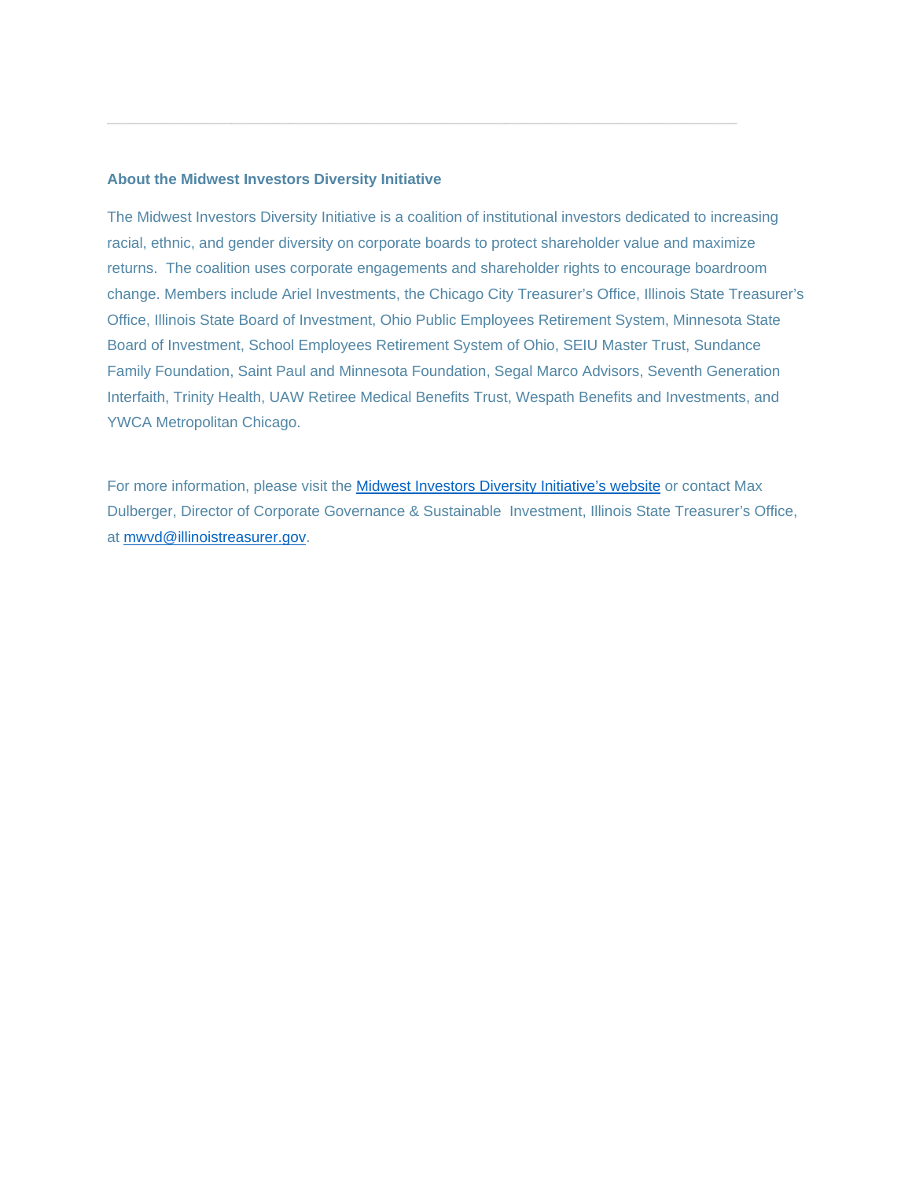---

**About the Midwest Investors Diversity Initiative**

The Midwest Investors Diversity Initiative is a coalition of institutional investors dedicated to increasing racial, ethnic, and gender diversity on corporate boards to protect shareholder value and maximize returns. The coalition uses corporate engagements and shareholder rights to encourage boardroom change. Members include Ariel Investments, the Chicago City Treasurer's Office, Illinois State Treasurer's Office, Illinois State Board of Investment, Ohio Public Employees Retirement System, Minnesota State Board of Investment, School Employees Retirement System of Ohio, SEIU Master Trust, Sundance Family Foundation, Saint Paul and Minnesota Foundation, Segal Marco Advisors, Seventh Generation Interfaith, Trinity Health, UAW Retiree Medical Benefits Trust, Wespath Benefits and Investments, and YWCA Metropolitan Chicago.

For more information, please visit the Midwest Investors Diversity Initiative's website or contact Max Dulberger, Director of Corporate Governance & Sustainable Investment, Illinois State Treasurer's Office, at mwvd@illinoistreasurer.gov.